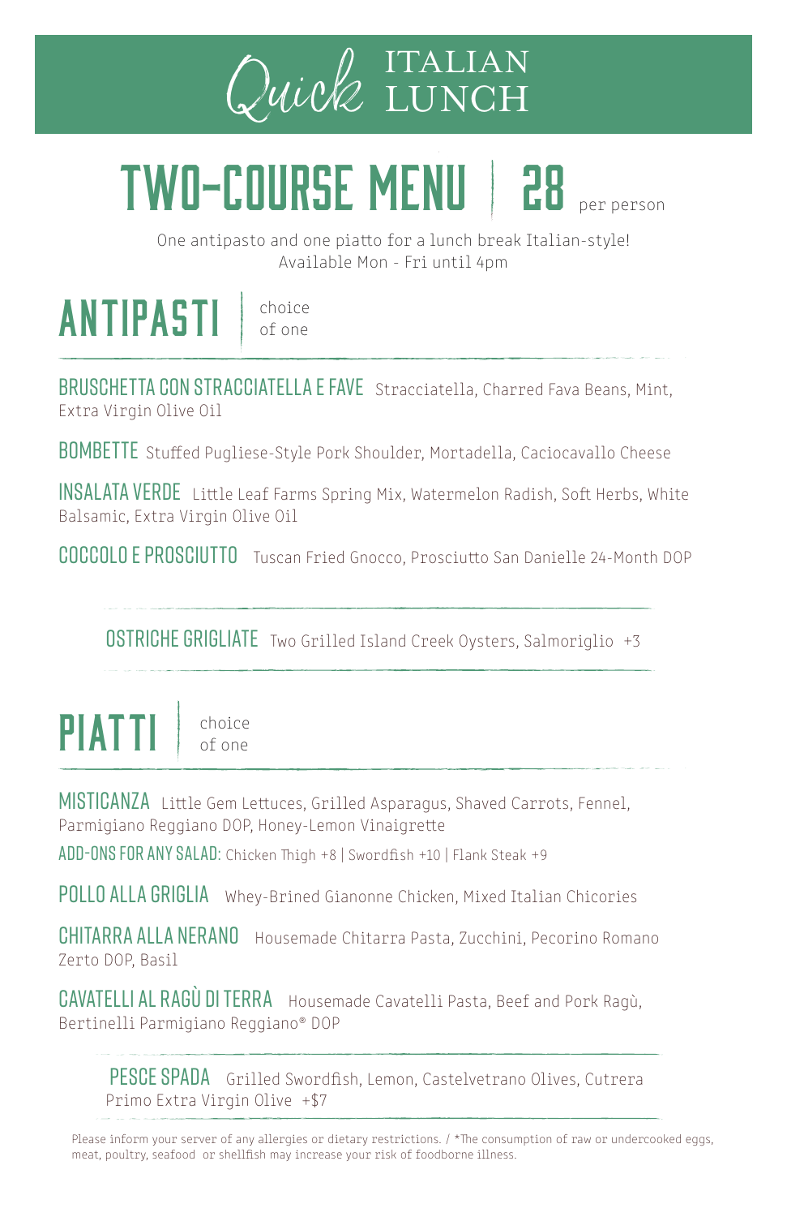# Quick ITALIAN LUNCH

## TWO-COURSE MENU | 28 per person

One antipasto and one piatto for a lunch break Italian-style!
Available Mon - Fri until 4pm

## ANTIPASTI | choice of one

**BRUSCHETTA CON STRACCIATELLA E FAVE** Stracciatella, Charred Fava Beans, Mint, Extra Virgin Olive Oil

**BOMBETTE** Stuffed Pugliese-Style Pork Shoulder, Mortadella, Caciocavallo Cheese

**INSALATA VERDE** Little Leaf Farms Spring Mix, Watermelon Radish, Soft Herbs, White Balsamic, Extra Virgin Olive Oil

**COCCOLO E PROSCIUTTO** Tuscan Fried Gnocco, Prosciutto San Danielle 24-Month DOP

**OSTRICHE GRIGLIATE** Two Grilled Island Creek Oysters, Salmoriglio +3

## PIATTI | choice of one

**MISTICANZA** Little Gem Lettuces, Grilled Asparagus, Shaved Carrots, Fennel, Parmigiano Reggiano DOP, Honey-Lemon Vinaigrette

**ADD-ONS FOR ANY SALAD:** Chicken Thigh +8 | Swordfish +10 | Flank Steak +9

**POLLO ALLA GRIGLIA** Whey-Brined Gianonne Chicken, Mixed Italian Chicories

**CHITARRA ALLA NERANO** Housemade Chitarra Pasta, Zucchini, Pecorino Romano Zerto DOP, Basil

**CAVATELLI AL RAGÙ DI TERRA** Housemade Cavatelli Pasta, Beef and Pork Ragù, Bertinelli Parmigiano Reggiano® DOP

**PESCE SPADA** Grilled Swordfish, Lemon, Castelvetrano Olives, Cutrera Primo Extra Virgin Olive +$7

Please inform your server of any allergies or dietary restrictions. / *The consumption of raw or undercooked eggs, meat, poultry, seafood or shellfish may increase your risk of foodborne illness.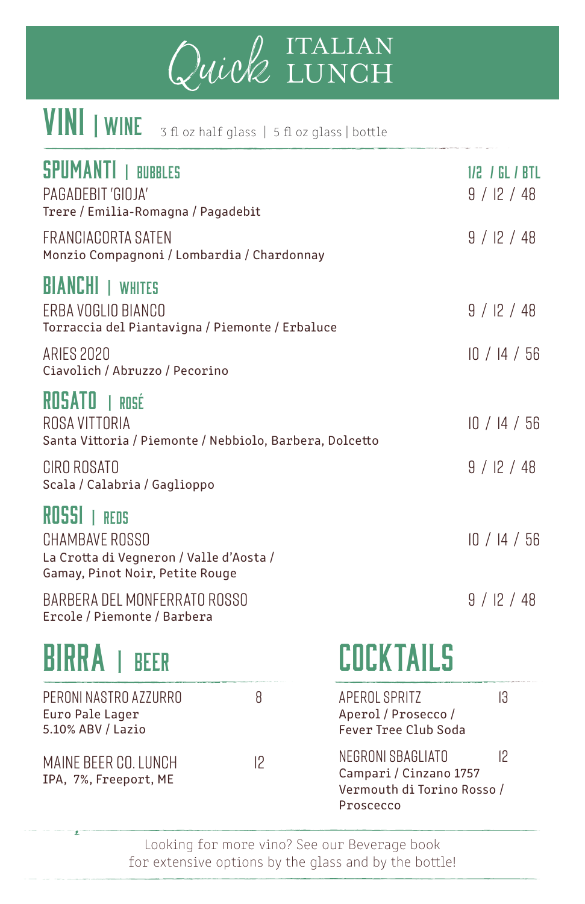# Quick ITALIAN LUNCH

## VINI | WINE

3 fl oz half glass | 5 fl oz glass | bottle

### SPUMANTI | BUBBLES

1/2 / GL / BTL

PAGADEBIT 'GIOJA' — 9 / 12 / 48
Trere / Emilia-Romagna / Pagadebit

FRANCIACORTA SATEN — 9 / 12 / 48
Monzio Compagnoni / Lombardia / Chardonnay

### BIANCHI | WHITES

ERBA VOGLIO BIANCO — 9 / 12 / 48
Torraccia del Piantavigna / Piemonte / Erbaluce

ARIES 2020 — 10 / 14 / 56
Ciavolich / Abruzzo / Pecorino

### ROSATO | ROSÉ

ROSA VITTORIA — 10 / 14 / 56
Santa Vittoria / Piemonte / Nebbiolo, Barbera, Dolcetto

CIRO ROSATO — 9 / 12 / 48
Scala / Calabria / Gaglioppo

### ROSSI | REDS

CHAMBAVE ROSSO — 10 / 14 / 56
La Crotta di Vegneron / Valle d'Aosta /
Gamay, Pinot Noir, Petite Rouge

BARBERA DEL MONFERRATO ROSSO — 9 / 12 / 48
Ercole / Piemonte / Barbera

## BIRRA | BEER

PERONI NASTRO AZZURRO — 8
Euro Pale Lager
5.10% ABV / Lazio

MAINE BEER CO. LUNCH — 12
IPA, 7%, Freeport, ME

## COCKTAILS

APEROL SPRITZ — 13
Aperol / Prosecco /
Fever Tree Club Soda

NEGRONI SBAGLIATO — 12
Campari / Cinzano 1757
Vermouth di Torino Rosso /
Proscecco

Looking for more vino? See our Beverage book
for extensive options by the glass and by the bottle!